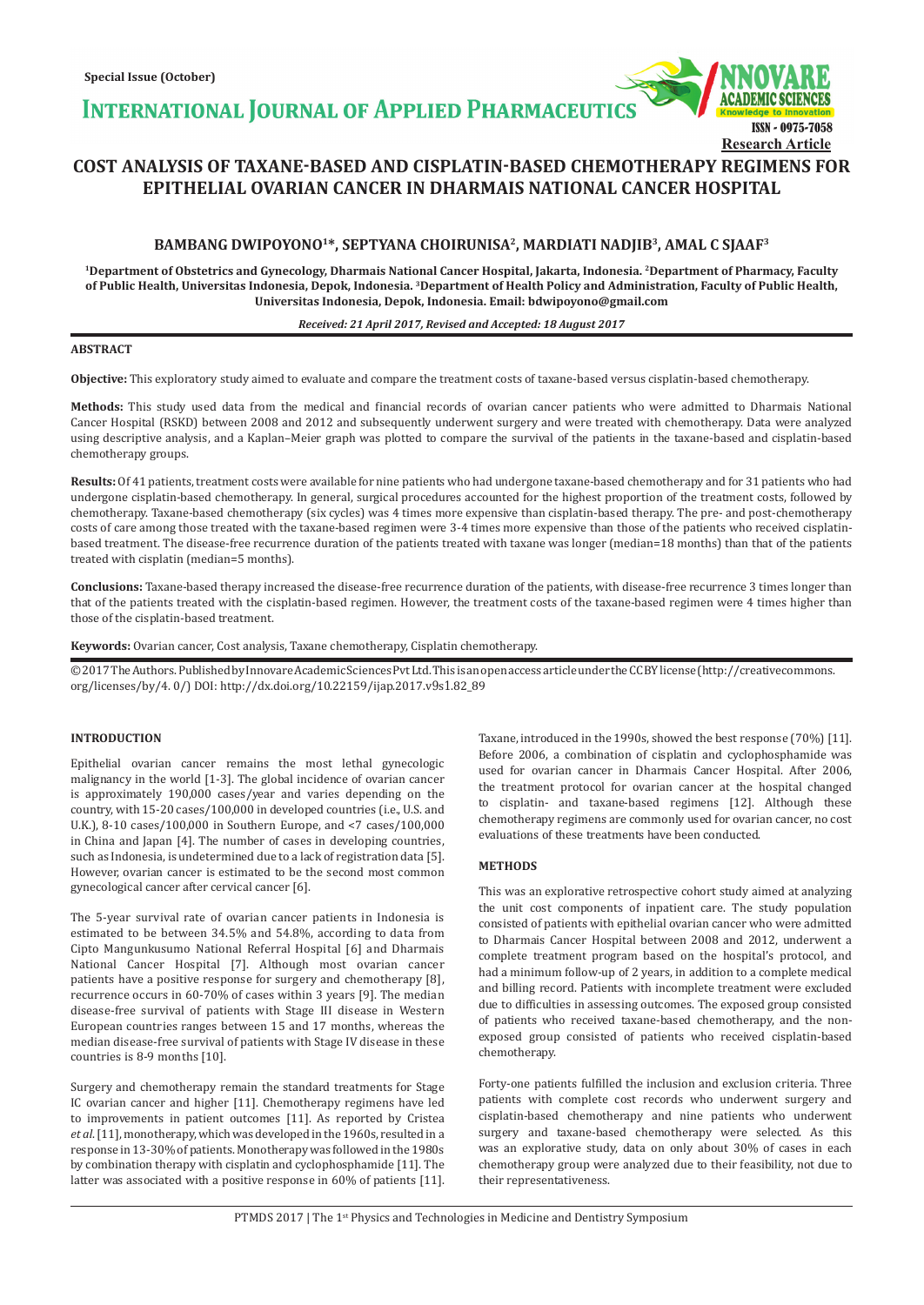Special Issue (October)

# COST ANALYSIS OF TAXANE-BASED AND CISPLATIN-BASED CHEMOTHERAPY REGIMENS FOR EPITHELIAL OVARIAN CANCER IN DHARMAIS NATIONAL CANCER HOSPITAL

**BAMBANG DWIPOYONO[1]*, SEPTYANA CHOIRUNISA[2], MARDIATI NADJIB[3], AMAL C SJAAF[3]**

[1]Department of Obstetrics and Gynecology, Dharmais National Cancer Hospital, Jakarta, Indonesia. [2]Department of Pharmacy, Faculty of Public Health, Universitas Indonesia, Depok, Indonesia. [3]Department of Health Policy and Administration, Faculty of Public Health, Universitas Indonesia, Depok, Indonesia. Email: bdwipoyono@gmail.com

*Received: 21 April 2017, Revised and Accepted: 18 August 2017*

## ABSTRACT

**Objective:** This exploratory study aimed to evaluate and compare the treatment costs of taxane-based versus cisplatin-based chemotherapy.

**Methods:** This study used data from the medical and financial records of ovarian cancer patients who were admitted to Dharmais National Cancer Hospital (RSKD) between 2008 and 2012 and subsequently underwent surgery and were treated with chemotherapy. Data were analyzed using descriptive analysis, and a Kaplan–Meier graph was plotted to compare the survival of the patients in the taxane-based and cisplatin-based chemotherapy groups.

**Results:** Of 41 patients, treatment costs were available for nine patients who had undergone taxane-based chemotherapy and for 31 patients who had undergone cisplatin-based chemotherapy. In general, surgical procedures accounted for the highest proportion of the treatment costs, followed by chemotherapy. Taxane-based chemotherapy (six cycles) was 4 times more expensive than cisplatin-based therapy. The pre- and post-chemotherapy costs of care among those treated with the taxane-based regimen were 3-4 times more expensive than those of the patients who received cisplatin-based treatment. The disease-free recurrence duration of the patients treated with taxane was longer (median=18 months) than that of the patients treated with cisplatin (median=5 months).

**Conclusions:** Taxane-based therapy increased the disease-free recurrence duration of the patients, with disease-free recurrence 3 times longer than that of the patients treated with the cisplatin-based regimen. However, the treatment costs of the taxane-based regimen were 4 times higher than those of the cisplatin-based treatment.

**Keywords:** Ovarian cancer, Cost analysis, Taxane chemotherapy, Cisplatin chemotherapy.

© 2017 The Authors. Published by Innovare Academic Sciences Pvt Ltd. This is an open access article under the CC BY license (http://creativecommons.org/licenses/by/4. 0/) DOI: http://dx.doi.org/10.22159/ijap.2017.v9s1.82_89

## INTRODUCTION

Epithelial ovarian cancer remains the most lethal gynecologic malignancy in the world [1-3]. The global incidence of ovarian cancer is approximately 190,000 cases/year and varies depending on the country, with 15-20 cases/100,000 in developed countries (i.e., U.S. and U.K.), 8-10 cases/100,000 in Southern Europe, and <7 cases/100,000 in China and Japan [4]. The number of cases in developing countries, such as Indonesia, is undetermined due to a lack of registration data [5]. However, ovarian cancer is estimated to be the second most common gynecological cancer after cervical cancer [6].

The 5-year survival rate of ovarian cancer patients in Indonesia is estimated to be between 34.5% and 54.8%, according to data from Cipto Mangunkusumo National Referral Hospital [6] and Dharmais National Cancer Hospital [7]. Although most ovarian cancer patients have a positive response for surgery and chemotherapy [8], recurrence occurs in 60-70% of cases within 3 years [9]. The median disease-free survival of patients with Stage III disease in Western European countries ranges between 15 and 17 months, whereas the median disease-free survival of patients with Stage IV disease in these countries is 8-9 months [10].

Surgery and chemotherapy remain the standard treatments for Stage IC ovarian cancer and higher [11]. Chemotherapy regimens have led to improvements in patient outcomes [11]. As reported by Cristea *et al.* [11], monotherapy, which was developed in the 1960s, resulted in a response in 13-30% of patients. Monotherapy was followed in the 1980s by combination therapy with cisplatin and cyclophosphamide [11]. The latter was associated with a positive response in 60% of patients [11]. Taxane, introduced in the 1990s, showed the best response (70%) [11]. Before 2006, a combination of cisplatin and cyclophosphamide was used for ovarian cancer in Dharmais Cancer Hospital. After 2006, the treatment protocol for ovarian cancer at the hospital changed to cisplatin- and taxane-based regimens [12]. Although these chemotherapy regimens are commonly used for ovarian cancer, no cost evaluations of these treatments have been conducted.

## METHODS

This was an explorative retrospective cohort study aimed at analyzing the unit cost components of inpatient care. The study population consisted of patients with epithelial ovarian cancer who were admitted to Dharmais Cancer Hospital between 2008 and 2012, underwent a complete treatment program based on the hospital's protocol, and had a minimum follow-up of 2 years, in addition to a complete medical and billing record. Patients with incomplete treatment were excluded due to difficulties in assessing outcomes. The exposed group consisted of patients who received taxane-based chemotherapy, and the non-exposed group consisted of patients who received cisplatin-based chemotherapy.

Forty-one patients fulfilled the inclusion and exclusion criteria. Three patients with complete cost records who underwent surgery and cisplatin-based chemotherapy and nine patients who underwent surgery and taxane-based chemotherapy were selected. As this was an explorative study, data on only about 30% of cases in each chemotherapy group were analyzed due to their feasibility, not due to their representativeness.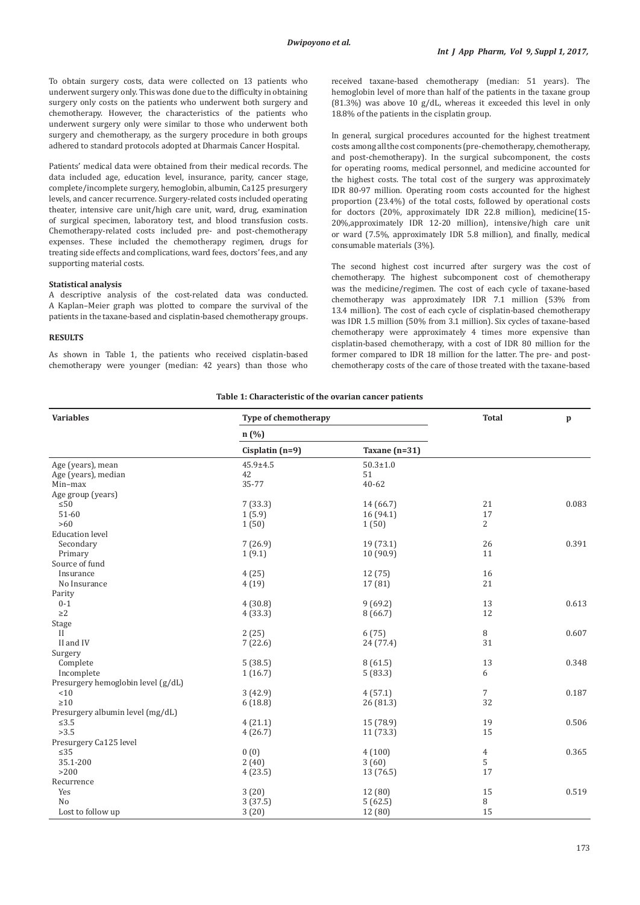To obtain surgery costs, data were collected on 13 patients who underwent surgery only. This was done due to the difficulty in obtaining surgery only costs on the patients who underwent both surgery and chemotherapy. However, the characteristics of the patients who underwent surgery only were similar to those who underwent both surgery and chemotherapy, as the surgery procedure in both groups adhered to standard protocols adopted at Dharmais Cancer Hospital.

Patients' medical data were obtained from their medical records. The data included age, education level, insurance, parity, cancer stage, complete/incomplete surgery, hemoglobin, albumin, Ca125 presurgery levels, and cancer recurrence. Surgery-related costs included operating theater, intensive care unit/high care unit, ward, drug, examination of surgical specimen, laboratory test, and blood transfusion costs. Chemotherapy-related costs included pre- and post-chemotherapy expenses. These included the chemotherapy regimen, drugs for treating side effects and complications, ward fees, doctors' fees, and any supporting material costs.

### Statistical analysis

A descriptive analysis of the cost-related data was conducted. A Kaplan–Meier graph was plotted to compare the survival of the patients in the taxane-based and cisplatin-based chemotherapy groups.

## RESULTS

As shown in Table 1, the patients who received cisplatin-based chemotherapy were younger (median: 42 years) than those who received taxane-based chemotherapy (median: 51 years). The hemoglobin level of more than half of the patients in the taxane group (81.3%) was above 10 g/dL, whereas it exceeded this level in only 18.8% of the patients in the cisplatin group.

In general, surgical procedures accounted for the highest treatment costs among all the cost components (pre-chemotherapy, chemotherapy, and post-chemotherapy). In the surgical subcomponent, the costs for operating rooms, medical personnel, and medicine accounted for the highest costs. The total cost of the surgery was approximately IDR 80-97 million. Operating room costs accounted for the highest proportion (23.4%) of the total costs, followed by operational costs for doctors (20%, approximately IDR 22.8 million), medicine(15-20%,approximately IDR 12-20 million), intensive/high care unit or ward (7.5%, approximately IDR 5.8 million), and finally, medical consumable materials (3%).

The second highest cost incurred after surgery was the cost of chemotherapy. The highest subcomponent cost of chemotherapy was the medicine/regimen. The cost of each cycle of taxane-based chemotherapy was approximately IDR 7.1 million (53% from 13.4 million). The cost of each cycle of cisplatin-based chemotherapy was IDR 1.5 million (50% from 3.1 million). Six cycles of taxane-based chemotherapy were approximately 4 times more expensive than cisplatin-based chemotherapy, with a cost of IDR 80 million for the former compared to IDR 18 million for the latter. The pre- and post-chemotherapy costs of the care of those treated with the taxane-based

**Table 1: Characteristic of the ovarian cancer patients**

| Variables | Type of chemotherapy | | Total | p |
|---|---|---|---|---|
| | n (%) | | | |
| | Cisplatin (n=9) | Taxane (n=31) | | |
| Age (years), mean | 45.9±4.5 | 50.3±1.0 | | |
| Age (years), median | 42 | 51 | | |
| Min–max | 35-77 | 40-62 | | |
| Age group (years) | | | | |
| ≤50 | 7 (33.3) | 14 (66.7) | 21 | 0.083 |
| 51-60 | 1 (5.9) | 16 (94.1) | 17 | |
| >60 | 1 (50) | 1 (50) | 2 | |
| Education level | | | | |
| Secondary | 7 (26.9) | 19 (73.1) | 26 | 0.391 |
| Primary | 1 (9.1) | 10 (90.9) | 11 | |
| Source of fund | | | | |
| Insurance | 4 (25) | 12 (75) | 16 | |
| No Insurance | 4 (19) | 17 (81) | 21 | |
| Parity | | | | |
| 0-1 | 4 (30.8) | 9 (69.2) | 13 | 0.613 |
| ≥2 | 4 (33.3) | 8 (66.7) | 12 | |
| Stage | | | | |
| II | 2 (25) | 6 (75) | 8 | 0.607 |
| II and IV | 7 (22.6) | 24 (77.4) | 31 | |
| Surgery | | | | |
| Complete | 5 (38.5) | 8 (61.5) | 13 | 0.348 |
| Incomplete | 1 (16.7) | 5 (83.3) | 6 | |
| Presurgery hemoglobin level (g/dL) | | | | |
| <10 | 3 (42.9) | 4 (57.1) | 7 | 0.187 |
| ≥10 | 6 (18.8) | 26 (81.3) | 32 | |
| Presurgery albumin level (mg/dL) | | | | |
| ≤3.5 | 4 (21.1) | 15 (78.9) | 19 | 0.506 |
| >3.5 | 4 (26.7) | 11 (73.3) | 15 | |
| Presurgery Ca125 level | | | | |
| ≤35 | 0 (0) | 4 (100) | 4 | 0.365 |
| 35.1-200 | 2 (40) | 3 (60) | 5 | |
| >200 | 4 (23.5) | 13 (76.5) | 17 | |
| Recurrence | | | | |
| Yes | 3 (20) | 12 (80) | 15 | 0.519 |
| No | 3 (37.5) | 5 (62.5) | 8 | |
| Lost to follow up | 3 (20) | 12 (80) | 15 | |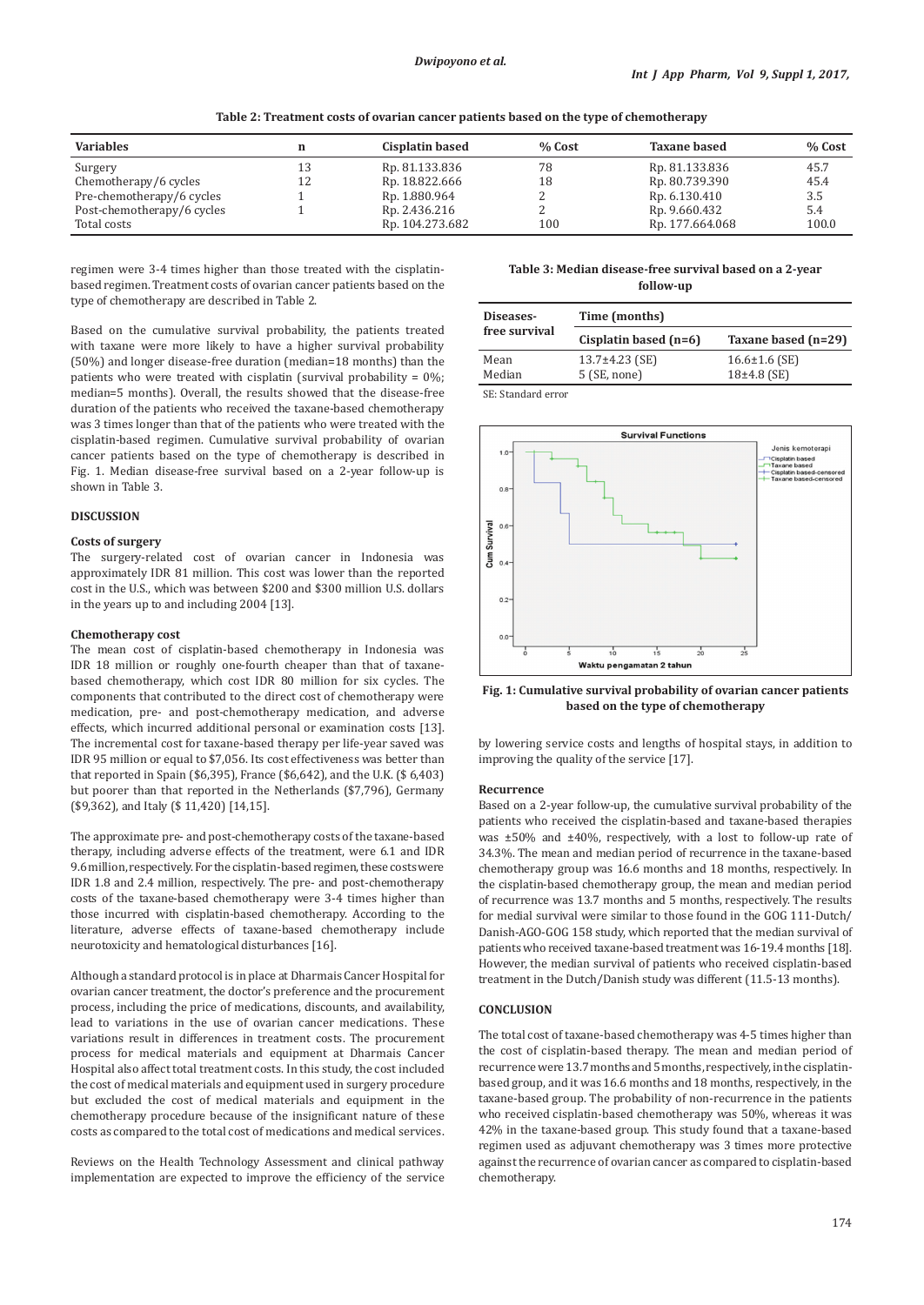**Table 2: Treatment costs of ovarian cancer patients based on the type of chemotherapy**

| Variables | n | Cisplatin based | % Cost | Taxane based | % Cost |
|---|---|---|---|---|---|
| Surgery | 13 | Rp. 81.133.836 | 78 | Rp. 81.133.836 | 45.7 |
| Chemotherapy/6 cycles | 12 | Rp. 18.822.666 | 18 | Rp. 80.739.390 | 45.4 |
| Pre-chemotherapy/6 cycles | 1 | Rp. 1.880.964 | 2 | Rp. 6.130.410 | 3.5 |
| Post-chemotherapy/6 cycles | 1 | Rp. 2.436.216 | 2 | Rp. 9.660.432 | 5.4 |
| Total costs | | Rp. 104.273.682 | 100 | Rp. 177.664.068 | 100.0 |

regimen were 3-4 times higher than those treated with the cisplatin-based regimen. Treatment costs of ovarian cancer patients based on the type of chemotherapy are described in Table 2.

Based on the cumulative survival probability, the patients treated with taxane were more likely to have a higher survival probability (50%) and longer disease-free duration (median=18 months) than the patients who were treated with cisplatin (survival probability = 0%; median=5 months). Overall, the results showed that the disease-free duration of the patients who received the taxane-based chemotherapy was 3 times longer than that of the patients who were treated with the cisplatin-based regimen. Cumulative survival probability of ovarian cancer patients based on the type of chemotherapy is described in Fig. 1. Median disease-free survival based on a 2-year follow-up is shown in Table 3.

**Table 3: Median disease-free survival based on a 2-year follow-up**

| Diseases-free survival | Time (months) | |
|---|---|---|
| | Cisplatin based (n=6) | Taxane based (n=29) |
| Mean | 13.7±4.23 (SE) | 16.6±1.6 (SE) |
| Median | 5 (SE, none) | 18±4.8 (SE) |

SE: Standard error

**Fig. 1: Cumulative survival probability of ovarian cancer patients based on the type of chemotherapy**

## DISCUSSION

### Costs of surgery

The surgery-related cost of ovarian cancer in Indonesia was approximately IDR 81 million. This cost was lower than the reported cost in the U.S., which was between $200 and $300 million U.S. dollars in the years up to and including 2004 [13].

### Chemotherapy cost

The mean cost of cisplatin-based chemotherapy in Indonesia was IDR 18 million or roughly one-fourth cheaper than that of taxane-based chemotherapy, which cost IDR 80 million for six cycles. The components that contributed to the direct cost of chemotherapy were medication, pre- and post-chemotherapy medication, and adverse effects, which incurred additional personal or examination costs [13]. The incremental cost for taxane-based therapy per life-year saved was IDR 95 million or equal to $7,056. Its cost effectiveness was better than that reported in Spain ($6,395), France ($6,642), and the U.K. ($ 6,403) but poorer than that reported in the Netherlands ($7,796), Germany ($9,362), and Italy ($ 11,420) [14,15].

The approximate pre- and post-chemotherapy costs of the taxane-based therapy, including adverse effects of the treatment, were 6.1 and IDR 9.6 million, respectively. For the cisplatin-based regimen, these costs were IDR 1.8 and 2.4 million, respectively. The pre- and post-chemotherapy costs of the taxane-based chemotherapy were 3-4 times higher than those incurred with cisplatin-based chemotherapy. According to the literature, adverse effects of taxane-based chemotherapy include neurotoxicity and hematological disturbances [16].

Although a standard protocol is in place at Dharmais Cancer Hospital for ovarian cancer treatment, the doctor's preference and the procurement process, including the price of medications, discounts, and availability, lead to variations in the use of ovarian cancer medications. These variations result in differences in treatment costs. The procurement process for medical materials and equipment at Dharmais Cancer Hospital also affect total treatment costs. In this study, the cost included the cost of medical materials and equipment used in surgery procedure but excluded the cost of medical materials and equipment in the chemotherapy procedure because of the insignificant nature of these costs as compared to the total cost of medications and medical services.

Reviews on the Health Technology Assessment and clinical pathway implementation are expected to improve the efficiency of the service by lowering service costs and lengths of hospital stays, in addition to improving the quality of the service [17].

### Recurrence

Based on a 2-year follow-up, the cumulative survival probability of the patients who received the cisplatin-based and taxane-based therapies was ±50% and ±40%, respectively, with a lost to follow-up rate of 34.3%. The mean and median period of recurrence in the taxane-based chemotherapy group was 16.6 months and 18 months, respectively. In the cisplatin-based chemotherapy group, the mean and median period of recurrence was 13.7 months and 5 months, respectively. The results for medial survival were similar to those found in the GOG 111-Dutch/Danish-AGO-GOG 158 study, which reported that the median survival of patients who received taxane-based treatment was 16-19.4 months [18]. However, the median survival of patients who received cisplatin-based treatment in the Dutch/Danish study was different (11.5-13 months).

## CONCLUSION

The total cost of taxane-based chemotherapy was 4-5 times higher than the cost of cisplatin-based therapy. The mean and median period of recurrence were 13.7 months and 5 months, respectively, in the cisplatin-based group, and it was 16.6 months and 18 months, respectively, in the taxane-based group. The probability of non-recurrence in the patients who received cisplatin-based chemotherapy was 50%, whereas it was 42% in the taxane-based group. This study found that a taxane-based regimen used as adjuvant chemotherapy was 3 times more protective against the recurrence of ovarian cancer as compared to cisplatin-based chemotherapy.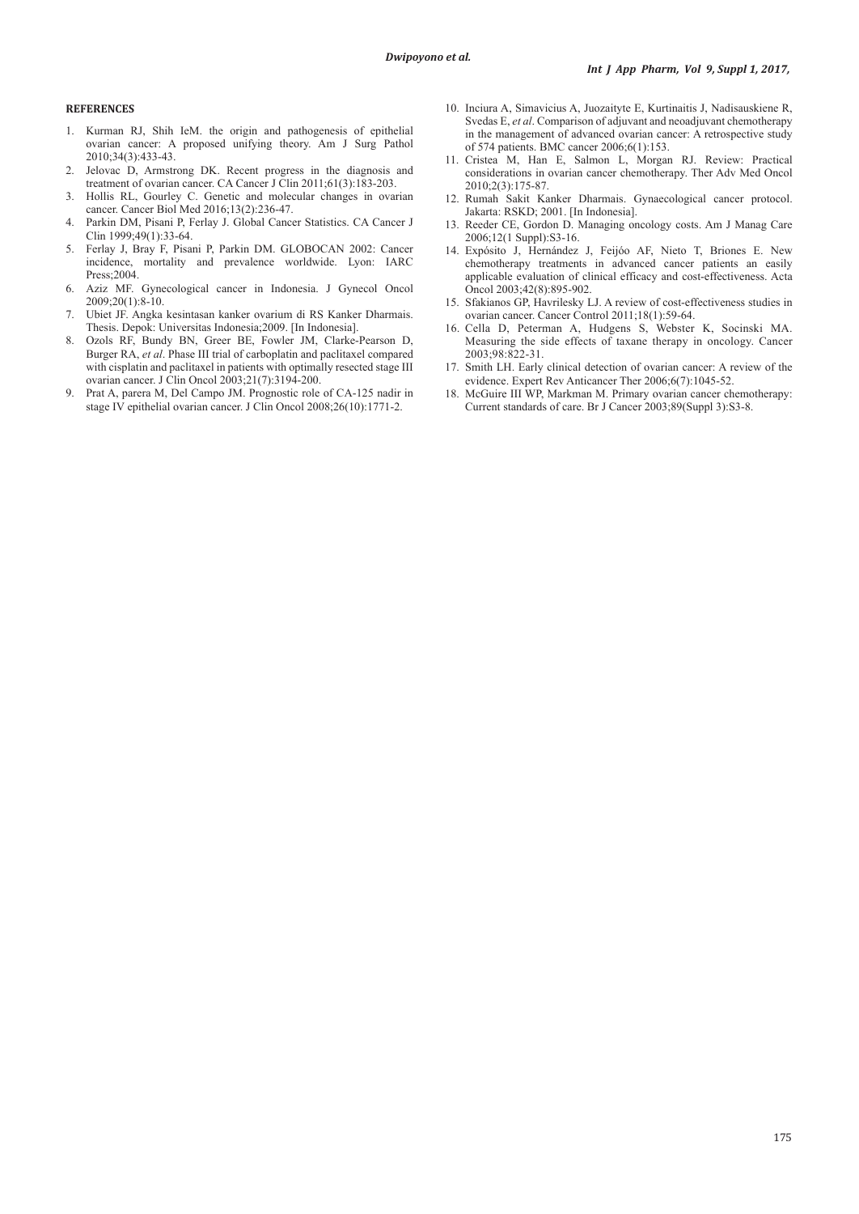## REFERENCES

1. Kurman RJ, Shih IeM. the origin and pathogenesis of epithelial ovarian cancer: A proposed unifying theory. Am J Surg Pathol 2010;34(3):433-43.
2. Jelovac D, Armstrong DK. Recent progress in the diagnosis and treatment of ovarian cancer. CA Cancer J Clin 2011;61(3):183-203.
3. Hollis RL, Gourley C. Genetic and molecular changes in ovarian cancer. Cancer Biol Med 2016;13(2):236-47.
4. Parkin DM, Pisani P, Ferlay J. Global Cancer Statistics. CA Cancer J Clin 1999;49(1):33-64.
5. Ferlay J, Bray F, Pisani P, Parkin DM. GLOBOCAN 2002: Cancer incidence, mortality and prevalence worldwide. Lyon: IARC Press;2004.
6. Aziz MF. Gynecological cancer in Indonesia. J Gynecol Oncol 2009;20(1):8-10.
7. Ubiet JF. Angka kesintasan kanker ovarium di RS Kanker Dharmais. Thesis. Depok: Universitas Indonesia;2009. [In Indonesia].
8. Ozols RF, Bundy BN, Greer BE, Fowler JM, Clarke-Pearson D, Burger RA, *et al*. Phase III trial of carboplatin and paclitaxel compared with cisplatin and paclitaxel in patients with optimally resected stage III ovarian cancer. J Clin Oncol 2003;21(7):3194-200.
9. Prat A, parera M, Del Campo JM. Prognostic role of CA-125 nadir in stage IV epithelial ovarian cancer. J Clin Oncol 2008;26(10):1771-2.
10. Inciura A, Simavicius A, Juozaityte E, Kurtinaitis J, Nadisauskiene R, Svedas E, *et al*. Comparison of adjuvant and neoadjuvant chemotherapy in the management of advanced ovarian cancer: A retrospective study of 574 patients. BMC cancer 2006;6(1):153.
11. Cristea M, Han E, Salmon L, Morgan RJ. Review: Practical considerations in ovarian cancer chemotherapy. Ther Adv Med Oncol 2010;2(3):175-87.
12. Rumah Sakit Kanker Dharmais. Gynaecological cancer protocol. Jakarta: RSKD; 2001. [In Indonesia].
13. Reeder CE, Gordon D. Managing oncology costs. Am J Manag Care 2006;12(1 Suppl):S3-16.
14. Expósito J, Hernández J, Feijóo AF, Nieto T, Briones E. New chemotherapy treatments in advanced cancer patients an easily applicable evaluation of clinical efficacy and cost-effectiveness. Acta Oncol 2003;42(8):895-902.
15. Sfakianos GP, Havrilesky LJ. A review of cost-effectiveness studies in ovarian cancer. Cancer Control 2011;18(1):59-64.
16. Cella D, Peterman A, Hudgens S, Webster K, Socinski MA. Measuring the side effects of taxane therapy in oncology. Cancer 2003;98:822-31.
17. Smith LH. Early clinical detection of ovarian cancer: A review of the evidence. Expert Rev Anticancer Ther 2006;6(7):1045-52.
18. McGuire III WP, Markman M. Primary ovarian cancer chemotherapy: Current standards of care. Br J Cancer 2003;89(Suppl 3):S3-8.